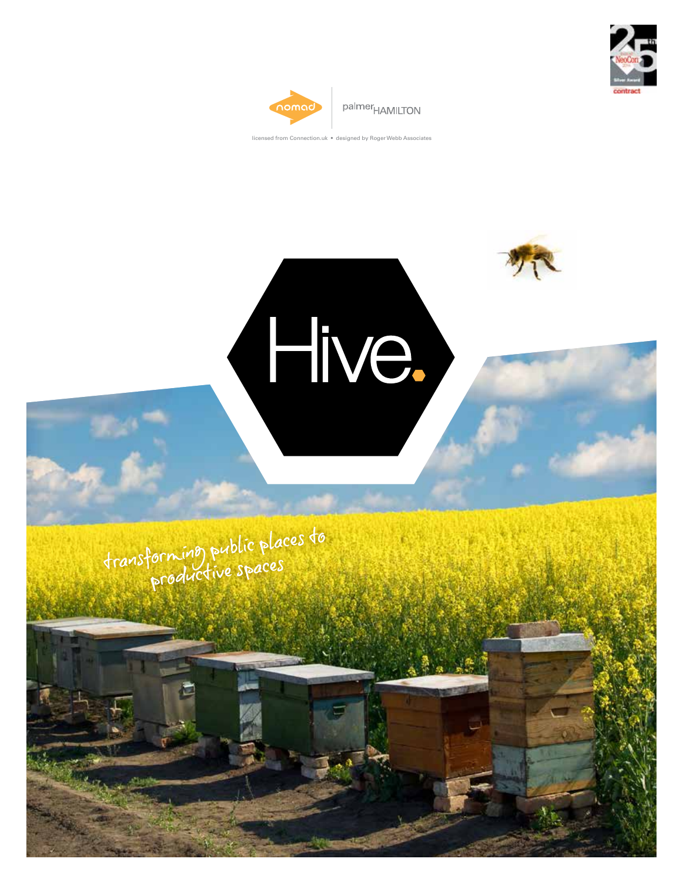nomad | palmerHAMILTON

licensed from Connection.uk • designed by Roger Webb Associates

# Hive.

transforming public places to productive spaces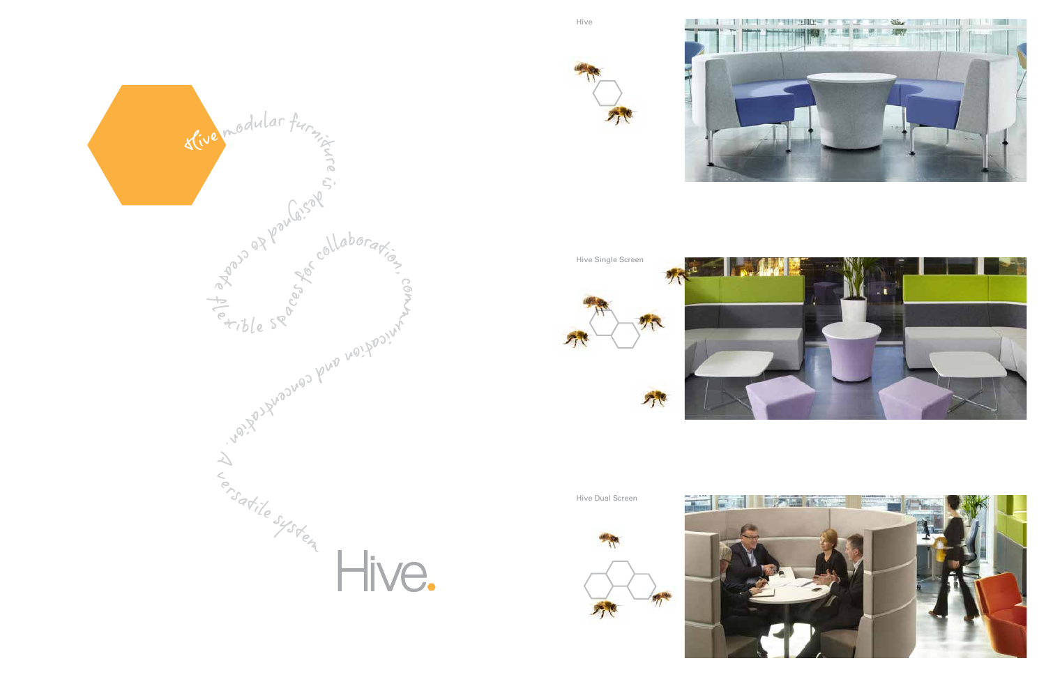Hive modular furniture is designed to create flexible spaces for collaboration, communication and concentration. A versatile system

# Hive.

Hive

Hive Single Screen

Hive Dual Screen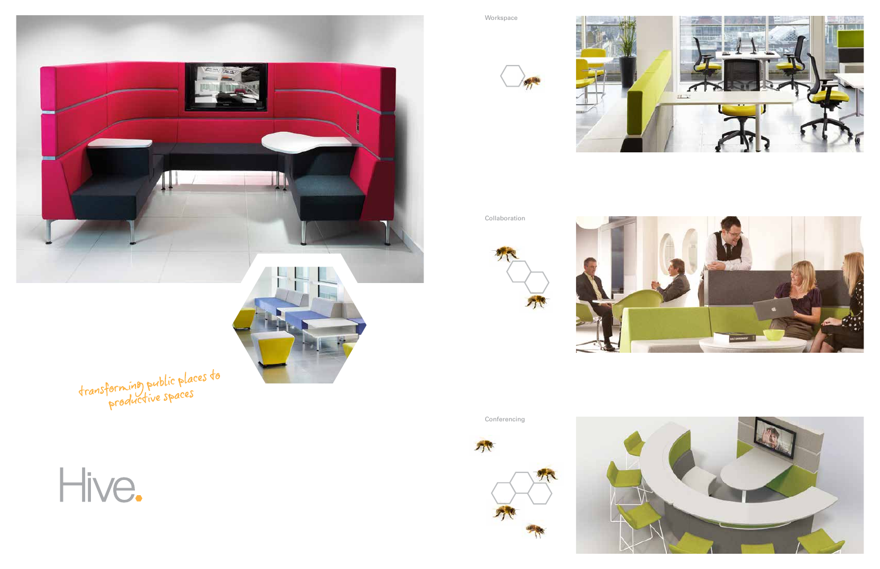*transforming public places to productive spaces*

# Hive.

Workspace

Collaboration

Conferencing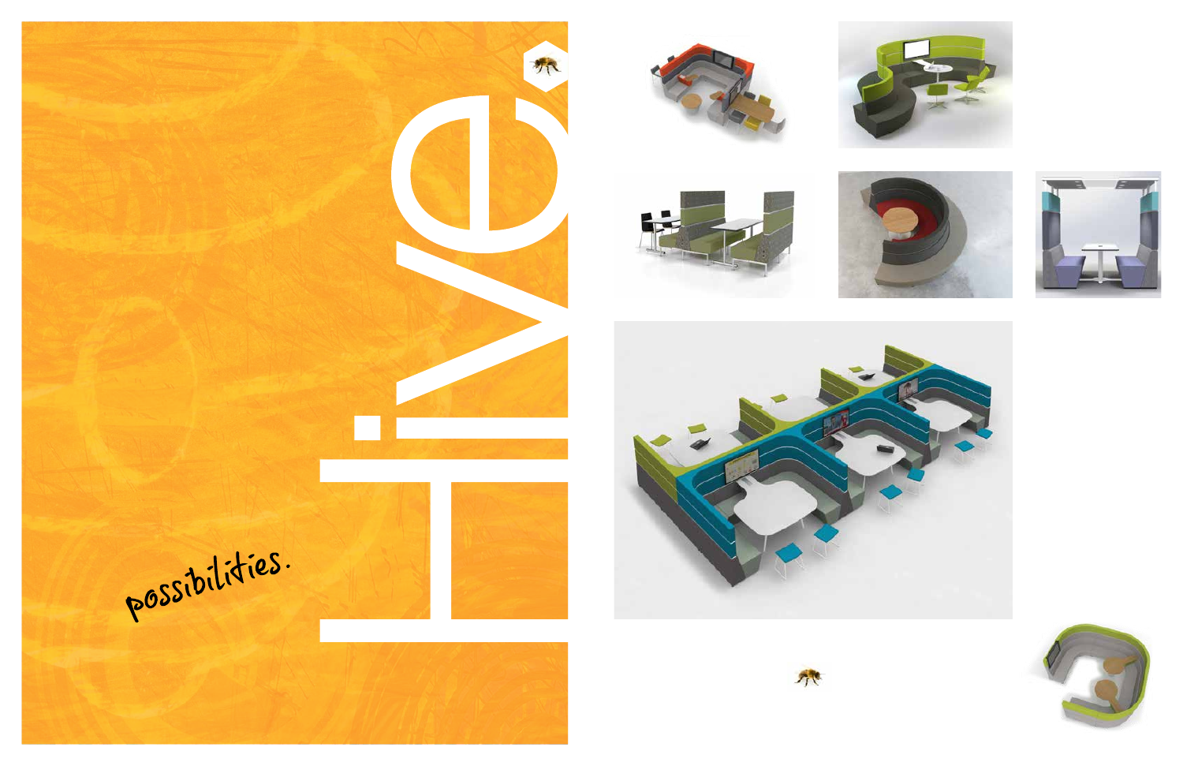# Hive

*possibilities.*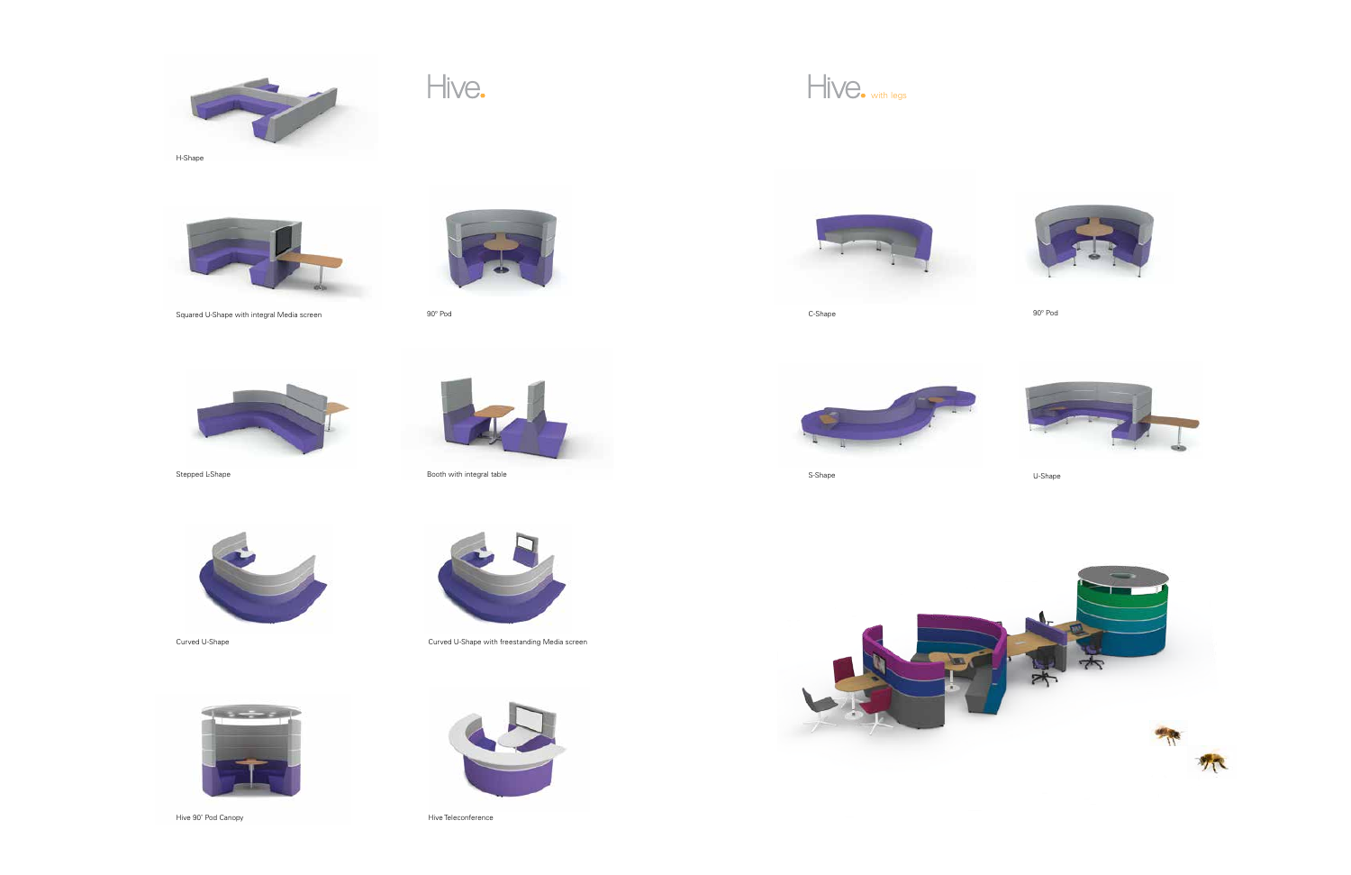# Hive.

H-Shape

Squared U-Shape with integral Media screen

90° Pod

Stepped L-Shape

Booth with integral table

Curved U-Shape

Curved U-Shape with freestanding Media screen

Hive 90° Pod Canopy

Hive Teleconference

# Hive. with legs

C-Shape

90° Pod

S-Shape

U-Shape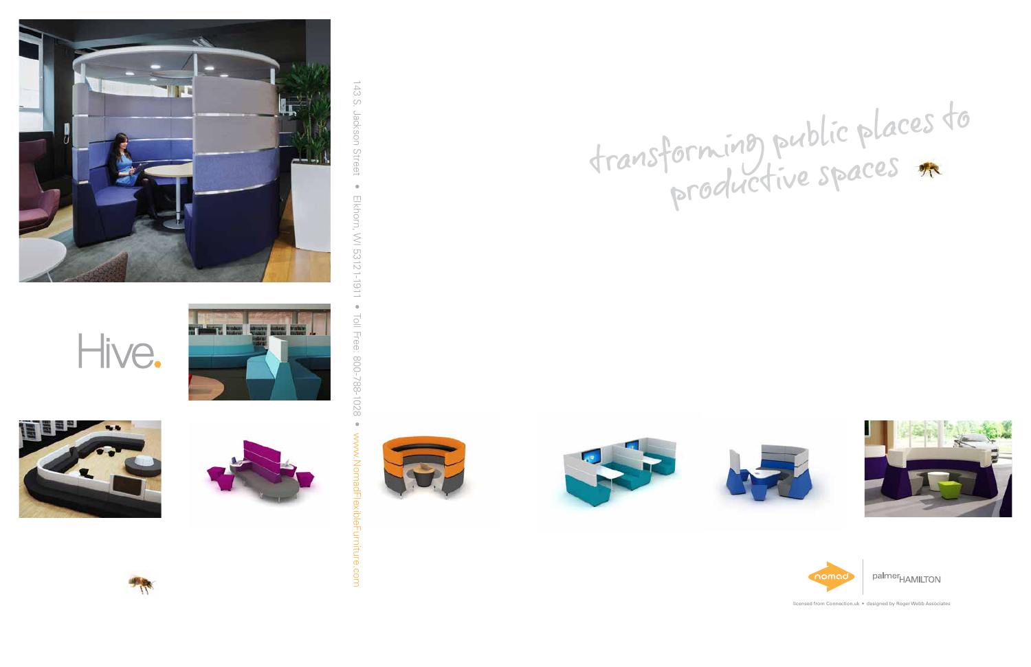# Hive.

143 S. Jackson Street • Elkhorn, WI 53121-1911 • Toll Free: 800-788-1028 • www.NomadFlexibleFurniture.com

transforming public places to productive spaces

nomad | palmer HAMILTON

licensed from Connection.uk • designed by Roger Webb Associates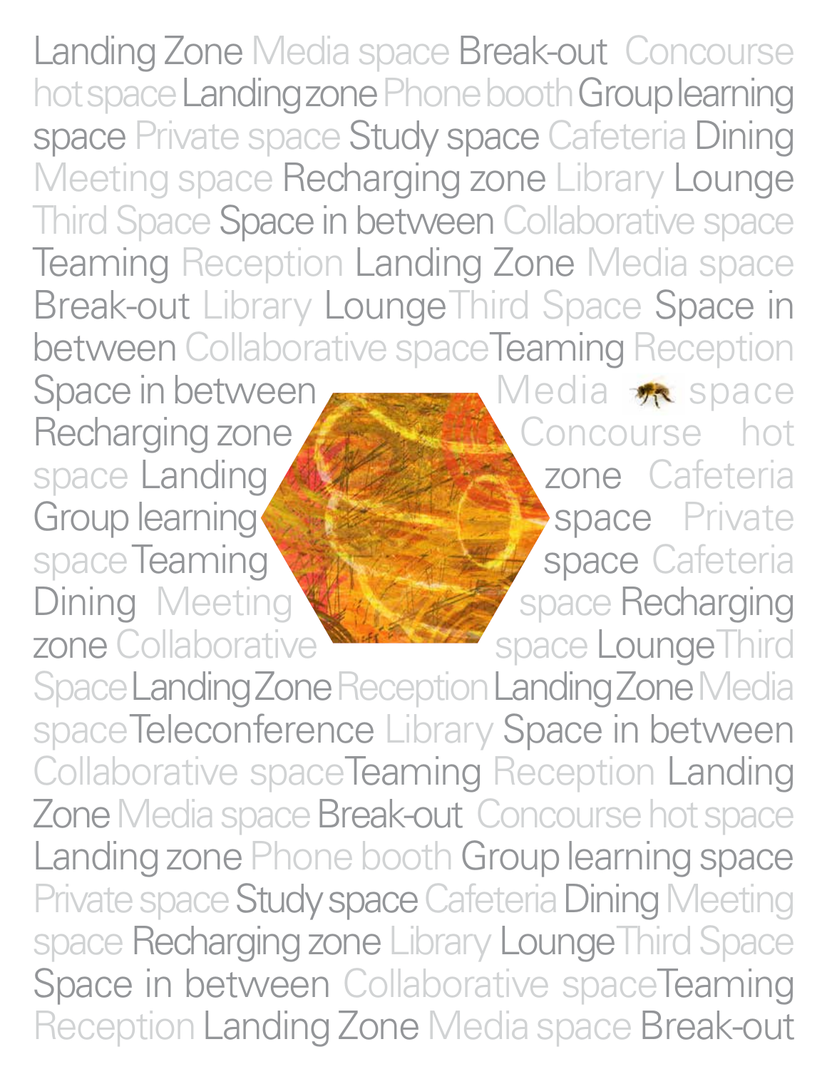Landing Zone Media space Break-out Concourse hot space Landing zone Phone booth Group learning space Private space Study space Cafeteria Dining Meeting space Recharging zone Library Lounge Third Space Space in between Collaborative space Teaming Reception Landing Zone Media space Break-out Library Lounge Third Space Space in between Collaborative space Teaming Reception Space in between Media space Recharging zone Concourse hot space Landing zone Cafeteria Group learning space Private space Teaming space Cafeteria Dining Meeting space Recharging zone Collaborative space Lounge Third Space Landing Zone Reception Landing Zone Media space Teleconference Library Space in between Collaborative space Teaming Reception Landing Zone Media space Break-out Concourse hot space Landing zone Phone booth Group learning space Private space Study space Cafeteria Dining Meeting space Recharging zone Library Lounge Third Space Space in between Collaborative space Teaming Reception Landing Zone Media space Break-out